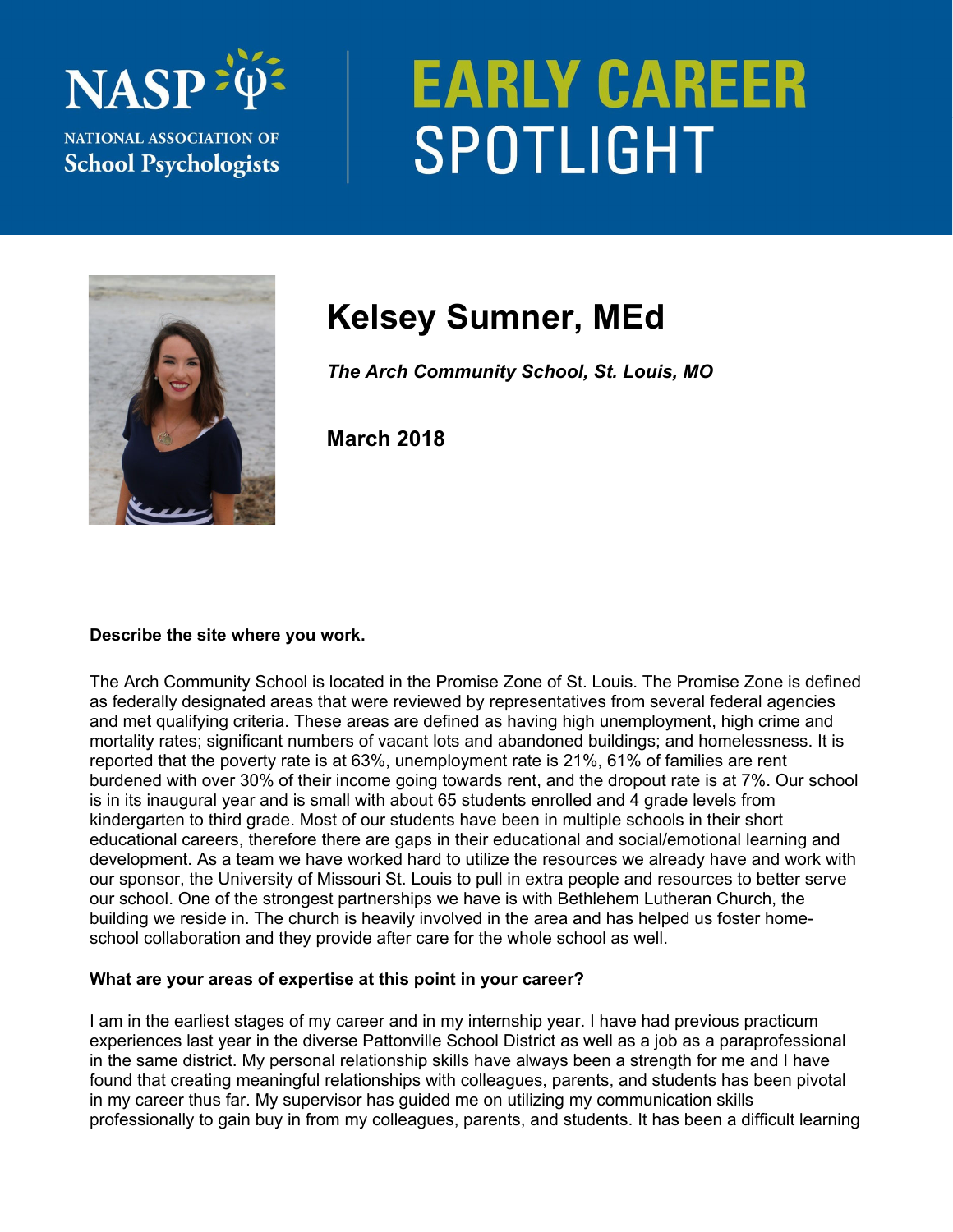# EARLY CAREER SPOTLIGHT

NASP — NATIONAL ASSOCIATION OF School Psychologists

## Kelsey Sumner, MEd

***The Arch Community School, St. Louis, MO***

**March 2018**

---

**Describe the site where you work.**

The Arch Community School is located in the Promise Zone of St. Louis. The Promise Zone is defined as federally designated areas that were reviewed by representatives from several federal agencies and met qualifying criteria. These areas are defined as having high unemployment, high crime and mortality rates; significant numbers of vacant lots and abandoned buildings; and homelessness. It is reported that the poverty rate is at 63%, unemployment rate is 21%, 61% of families are rent burdened with over 30% of their income going towards rent, and the dropout rate is at 7%. Our school is in its inaugural year and is small with about 65 students enrolled and 4 grade levels from kindergarten to third grade. Most of our students have been in multiple schools in their short educational careers, therefore there are gaps in their educational and social/emotional learning and development. As a team we have worked hard to utilize the resources we already have and work with our sponsor, the University of Missouri St. Louis to pull in extra people and resources to better serve our school. One of the strongest partnerships we have is with Bethlehem Lutheran Church, the building we reside in. The church is heavily involved in the area and has helped us foster home-school collaboration and they provide after care for the whole school as well.

**What are your areas of expertise at this point in your career?**

I am in the earliest stages of my career and in my internship year. I have had previous practicum experiences last year in the diverse Pattonville School District as well as a job as a paraprofessional in the same district. My personal relationship skills have always been a strength for me and I have found that creating meaningful relationships with colleagues, parents, and students has been pivotal in my career thus far. My supervisor has guided me on utilizing my communication skills professionally to gain buy in from my colleagues, parents, and students. It has been a difficult learning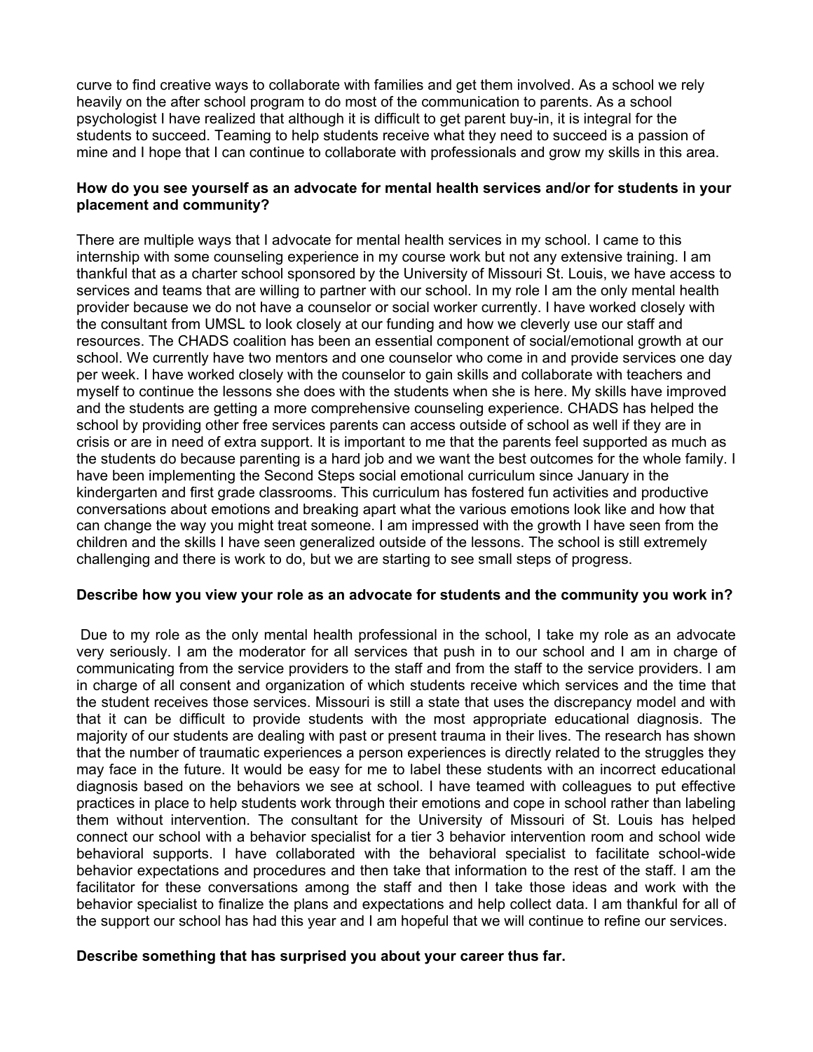curve to find creative ways to collaborate with families and get them involved. As a school we rely heavily on the after school program to do most of the communication to parents. As a school psychologist I have realized that although it is difficult to get parent buy-in, it is integral for the students to succeed. Teaming to help students receive what they need to succeed is a passion of mine and I hope that I can continue to collaborate with professionals and grow my skills in this area.

**How do you see yourself as an advocate for mental health services and/or for students in your placement and community?**

There are multiple ways that I advocate for mental health services in my school. I came to this internship with some counseling experience in my course work but not any extensive training. I am thankful that as a charter school sponsored by the University of Missouri St. Louis, we have access to services and teams that are willing to partner with our school. In my role I am the only mental health provider because we do not have a counselor or social worker currently. I have worked closely with the consultant from UMSL to look closely at our funding and how we cleverly use our staff and resources. The CHADS coalition has been an essential component of social/emotional growth at our school. We currently have two mentors and one counselor who come in and provide services one day per week. I have worked closely with the counselor to gain skills and collaborate with teachers and myself to continue the lessons she does with the students when she is here. My skills have improved and the students are getting a more comprehensive counseling experience. CHADS has helped the school by providing other free services parents can access outside of school as well if they are in crisis or are in need of extra support. It is important to me that the parents feel supported as much as the students do because parenting is a hard job and we want the best outcomes for the whole family. I have been implementing the Second Steps social emotional curriculum since January in the kindergarten and first grade classrooms. This curriculum has fostered fun activities and productive conversations about emotions and breaking apart what the various emotions look like and how that can change the way you might treat someone. I am impressed with the growth I have seen from the children and the skills I have seen generalized outside of the lessons. The school is still extremely challenging and there is work to do, but we are starting to see small steps of progress.

**Describe how you view your role as an advocate for students and the community you work in?**

Due to my role as the only mental health professional in the school, I take my role as an advocate very seriously. I am the moderator for all services that push in to our school and I am in charge of communicating from the service providers to the staff and from the staff to the service providers. I am in charge of all consent and organization of which students receive which services and the time that the student receives those services. Missouri is still a state that uses the discrepancy model and with that it can be difficult to provide students with the most appropriate educational diagnosis. The majority of our students are dealing with past or present trauma in their lives. The research has shown that the number of traumatic experiences a person experiences is directly related to the struggles they may face in the future. It would be easy for me to label these students with an incorrect educational diagnosis based on the behaviors we see at school. I have teamed with colleagues to put effective practices in place to help students work through their emotions and cope in school rather than labeling them without intervention. The consultant for the University of Missouri of St. Louis has helped connect our school with a behavior specialist for a tier 3 behavior intervention room and school wide behavioral supports. I have collaborated with the behavioral specialist to facilitate school-wide behavior expectations and procedures and then take that information to the rest of the staff. I am the facilitator for these conversations among the staff and then I take those ideas and work with the behavior specialist to finalize the plans and expectations and help collect data. I am thankful for all of the support our school has had this year and I am hopeful that we will continue to refine our services.

**Describe something that has surprised you about your career thus far.**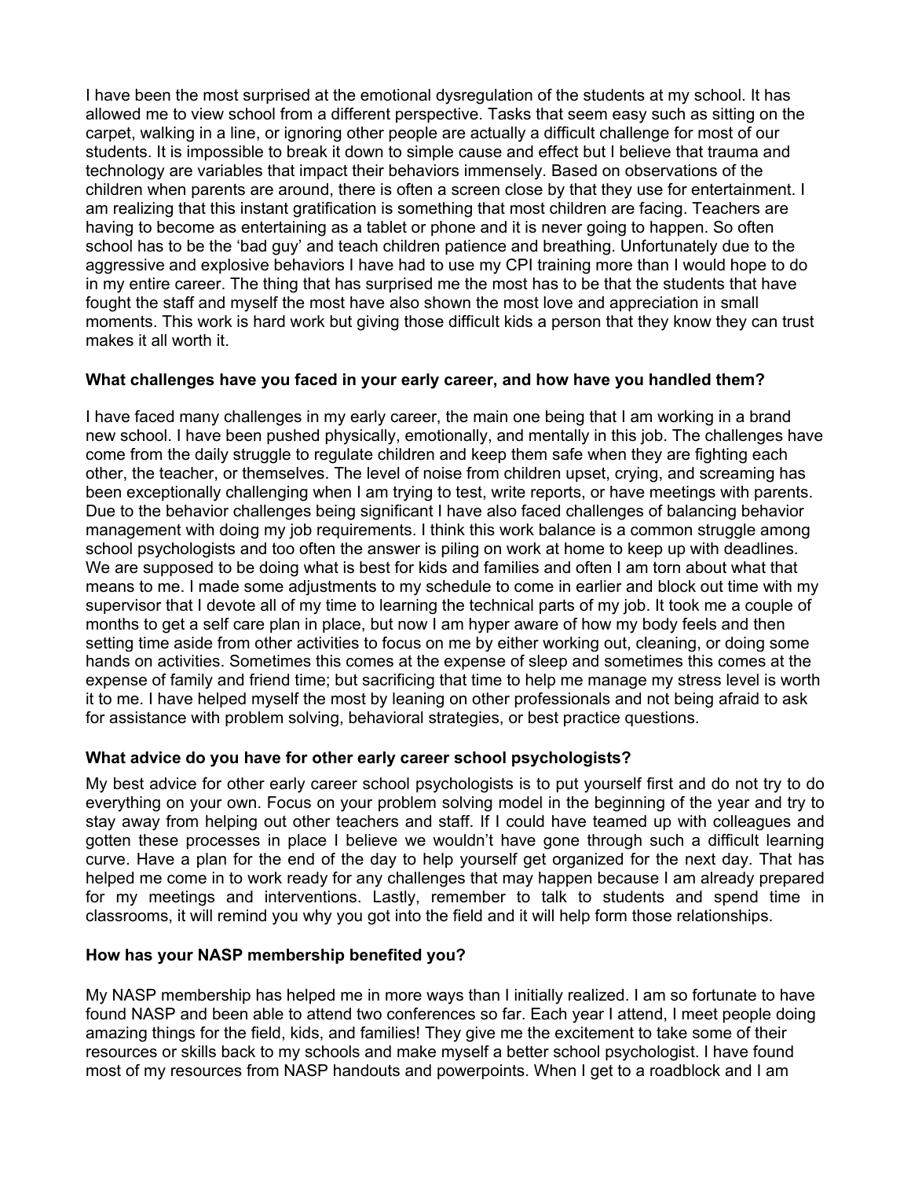I have been the most surprised at the emotional dysregulation of the students at my school. It has allowed me to view school from a different perspective. Tasks that seem easy such as sitting on the carpet, walking in a line, or ignoring other people are actually a difficult challenge for most of our students. It is impossible to break it down to simple cause and effect but I believe that trauma and technology are variables that impact their behaviors immensely. Based on observations of the children when parents are around, there is often a screen close by that they use for entertainment. I am realizing that this instant gratification is something that most children are facing. Teachers are having to become as entertaining as a tablet or phone and it is never going to happen. So often school has to be the 'bad guy' and teach children patience and breathing. Unfortunately due to the aggressive and explosive behaviors I have had to use my CPI training more than I would hope to do in my entire career. The thing that has surprised me the most has to be that the students that have fought the staff and myself the most have also shown the most love and appreciation in small moments. This work is hard work but giving those difficult kids a person that they know they can trust makes it all worth it.

**What challenges have you faced in your early career, and how have you handled them?**

I have faced many challenges in my early career, the main one being that I am working in a brand new school. I have been pushed physically, emotionally, and mentally in this job. The challenges have come from the daily struggle to regulate children and keep them safe when they are fighting each other, the teacher, or themselves. The level of noise from children upset, crying, and screaming has been exceptionally challenging when I am trying to test, write reports, or have meetings with parents. Due to the behavior challenges being significant I have also faced challenges of balancing behavior management with doing my job requirements. I think this work balance is a common struggle among school psychologists and too often the answer is piling on work at home to keep up with deadlines. We are supposed to be doing what is best for kids and families and often I am torn about what that means to me. I made some adjustments to my schedule to come in earlier and block out time with my supervisor that I devote all of my time to learning the technical parts of my job. It took me a couple of months to get a self care plan in place, but now I am hyper aware of how my body feels and then setting time aside from other activities to focus on me by either working out, cleaning, or doing some hands on activities. Sometimes this comes at the expense of sleep and sometimes this comes at the expense of family and friend time; but sacrificing that time to help me manage my stress level is worth it to me. I have helped myself the most by leaning on other professionals and not being afraid to ask for assistance with problem solving, behavioral strategies, or best practice questions.

**What advice do you have for other early career school psychologists?**

My best advice for other early career school psychologists is to put yourself first and do not try to do everything on your own. Focus on your problem solving model in the beginning of the year and try to stay away from helping out other teachers and staff. If I could have teamed up with colleagues and gotten these processes in place I believe we wouldn't have gone through such a difficult learning curve. Have a plan for the end of the day to help yourself get organized for the next day. That has helped me come in to work ready for any challenges that may happen because I am already prepared for my meetings and interventions. Lastly, remember to talk to students and spend time in classrooms, it will remind you why you got into the field and it will help form those relationships.

**How has your NASP membership benefited you?**

My NASP membership has helped me in more ways than I initially realized. I am so fortunate to have found NASP and been able to attend two conferences so far. Each year I attend, I meet people doing amazing things for the field, kids, and families! They give me the excitement to take some of their resources or skills back to my schools and make myself a better school psychologist. I have found most of my resources from NASP handouts and powerpoints. When I get to a roadblock and I am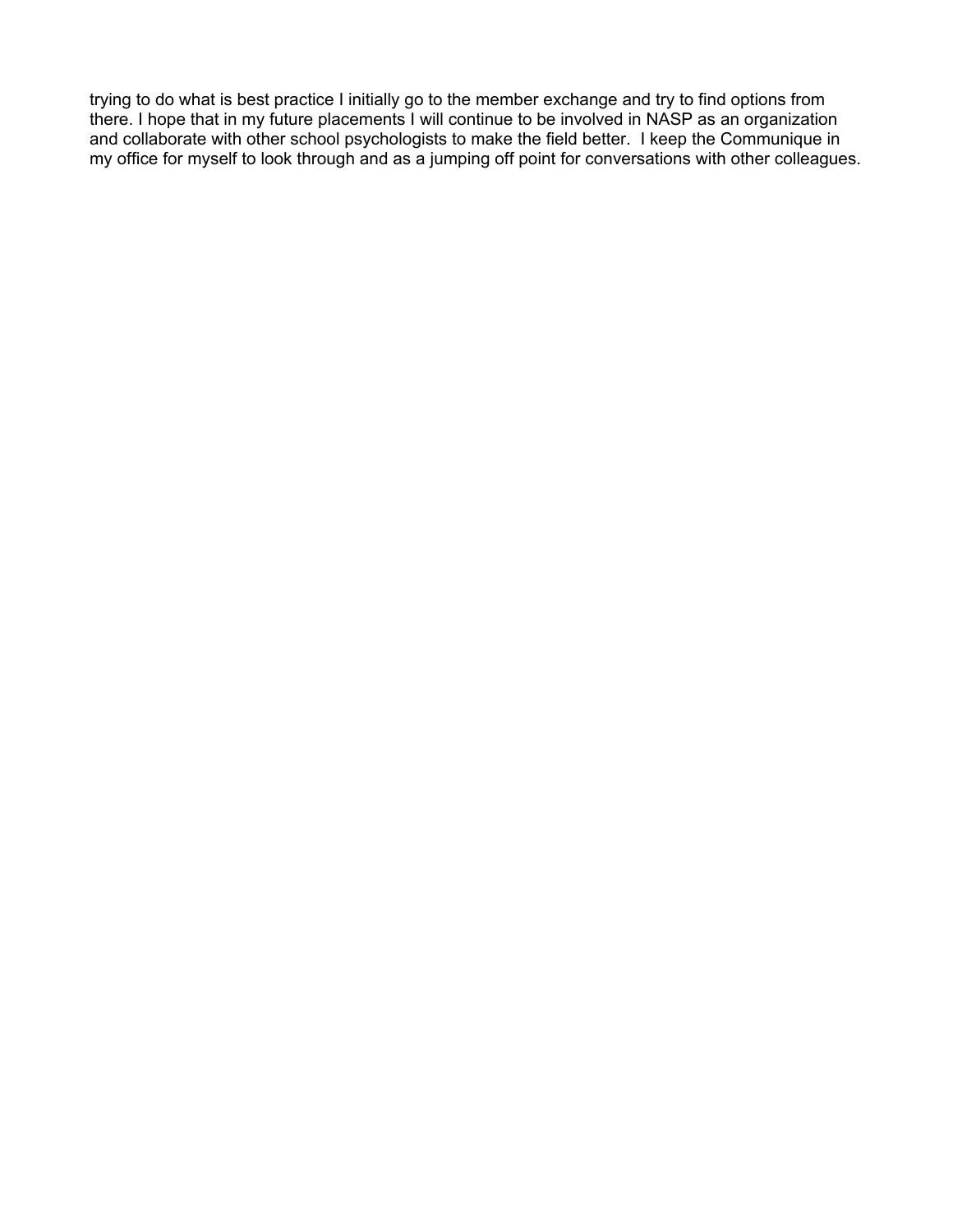trying to do what is best practice I initially go to the member exchange and try to find options from there. I hope that in my future placements I will continue to be involved in NASP as an organization and collaborate with other school psychologists to make the field better. I keep the Communique in my office for myself to look through and as a jumping off point for conversations with other colleagues.